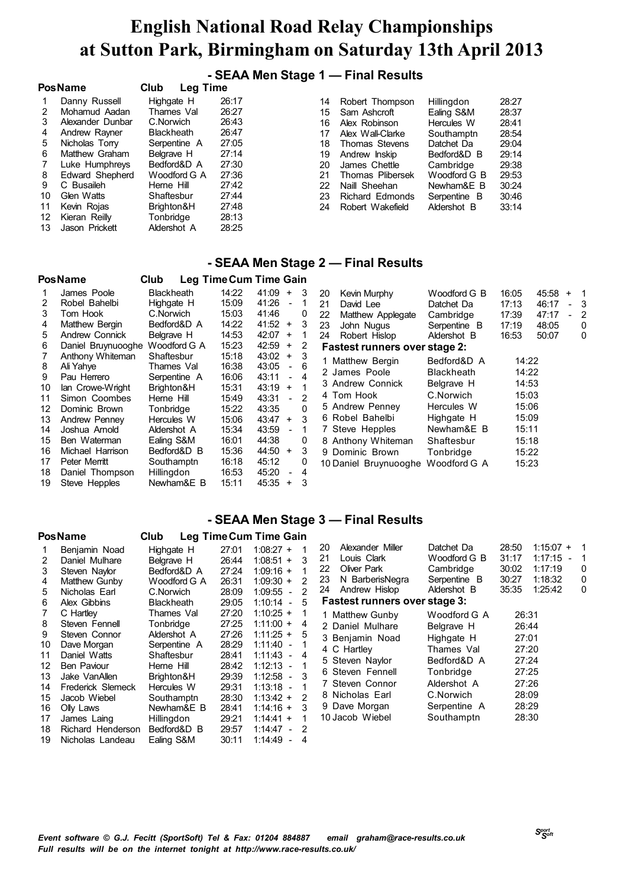# English National Road Relay Championships at Sutton Park, Birmingham on Saturday 13th April 2013

## - SEAA Men Stage 1 — Final Results

| Pos | Name | Club | Leg Time |
|---|---|---|---|
| 1 | Danny Russell | Highgate H | 26:17 |
| 2 | Mohamud Aadan | Thames Val | 26:27 |
| 3 | Alexander Dunbar | C.Norwich | 26:43 |
| 4 | Andrew Rayner | Blackheath | 26:47 |
| 5 | Nicholas Torry | Serpentine A | 27:05 |
| 6 | Matthew Graham | Belgrave H | 27:14 |
| 7 | Luke Humphreys | Bedford&D A | 27:30 |
| 8 | Edward Shepherd | Woodford G A | 27:36 |
| 9 | C Busaileh | Herne Hill | 27:42 |
| 10 | Glen Watts | Shaftesbur | 27:44 |
| 11 | Kevin Rojas | Brighton&H | 27:48 |
| 12 | Kieran Reilly | Tonbridge | 28:13 |
| 13 | Jason Prickett | Aldershot A | 28:25 |
| 14 | Robert Thompson | Hillingdon | 28:27 |
| 15 | Sam Ashcroft | Ealing S&M | 28:37 |
| 16 | Alex Robinson | Hercules W | 28:41 |
| 17 | Alex Wall-Clarke | Southamptn | 28:54 |
| 18 | Thomas Stevens | Datchet Da | 29:04 |
| 19 | Andrew Inskip | Bedford&D B | 29:14 |
| 20 | James Chettle | Cambridge | 29:38 |
| 21 | Thomas Plibersek | Woodford G B | 29:53 |
| 22 | Naill Sheehan | Newham&E B | 30:24 |
| 23 | Richard Edmonds | Serpentine B | 30:46 |
| 24 | Robert Wakefield | Aldershot B | 33:14 |

## - SEAA Men Stage 2 — Final Results

| Pos | Name | Club | Leg Time | Cum Time | Gain |
|---|---|---|---|---|---|
| 1 | James Poole | Blackheath | 14:22 | 41:09 | + 3 |
| 2 | Robel Bahelbi | Highgate H | 15:09 | 41:26 | - 1 |
| 3 | Tom Hook | C.Norwich | 15:03 | 41:46 | 0 |
| 4 | Matthew Bergin | Bedford&D A | 14:22 | 41:52 | + 3 |
| 5 | Andrew Connick | Belgrave H | 14:53 | 42:07 | + 1 |
| 6 | Daniel Bruynuooghe | Woodford G A | 15:23 | 42:59 | + 2 |
| 7 | Anthony Whiteman | Shaftesbur | 15:18 | 43:02 | + 3 |
| 8 | Ali Yahye | Thames Val | 16:38 | 43:05 | - 6 |
| 9 | Pau Herrero | Serpentine A | 16:06 | 43:11 | - 4 |
| 10 | Ian Crowe-Wright | Brighton&H | 15:31 | 43:19 | + 1 |
| 11 | Simon Coombes | Herne Hill | 15:49 | 43:31 | - 2 |
| 12 | Dominic Brown | Tonbridge | 15:22 | 43:35 | 0 |
| 13 | Andrew Penney | Hercules W | 15:06 | 43:47 | + 3 |
| 14 | Joshua Arnold | Aldershot A | 15:34 | 43:59 | - 1 |
| 15 | Ben Waterman | Ealing S&M | 16:01 | 44:38 | 0 |
| 16 | Michael Harrison | Bedford&D B | 15:36 | 44:50 | + 3 |
| 17 | Peter Merritt | Southamptn | 16:18 | 45:12 | 0 |
| 18 | Daniel Thompson | Hillingdon | 16:53 | 45:20 | - 4 |
| 19 | Steve Hepples | Newham&E B | 15:11 | 45:35 | + 3 |
| 20 | Kevin Murphy | Woodford G B | 16:05 | 45:58 | + 1 |
| 21 | David Lee | Datchet Da | 17:13 | 46:17 | - 3 |
| 22 | Matthew Applegate | Cambridge | 17:39 | 47:17 | - 2 |
| 23 | John Nugus | Serpentine B | 17:19 | 48:05 | 0 |
| 24 | Robert Hislop | Aldershot B | 16:53 | 50:07 | 0 |

**Fastest runners over stage 2:**

| | | | |
|---|---|---|---|
| 1 | Matthew Bergin | Bedford&D A | 14:22 |
| 2 | James Poole | Blackheath | 14:22 |
| 3 | Andrew Connick | Belgrave H | 14:53 |
| 4 | Tom Hook | C.Norwich | 15:03 |
| 5 | Andrew Penney | Hercules W | 15:06 |
| 6 | Robel Bahelbi | Highgate H | 15:09 |
| 7 | Steve Hepples | Newham&E B | 15:11 |
| 8 | Anthony Whiteman | Shaftesbur | 15:18 |
| 9 | Dominic Brown | Tonbridge | 15:22 |
| 10 | Daniel Bruynuooghe | Woodford G A | 15:23 |

## - SEAA Men Stage 3 — Final Results

| Pos | Name | Club | Leg Time | Cum Time | Gain |
|---|---|---|---|---|---|
| 1 | Benjamin Noad | Highgate H | 27:01 | 1:08:27 | + 1 |
| 2 | Daniel Mulhare | Belgrave H | 26:44 | 1:08:51 | + 3 |
| 3 | Steven Naylor | Bedford&D A | 27:24 | 1:09:16 | + 1 |
| 4 | Matthew Gunby | Woodford G A | 26:31 | 1:09:30 | + 2 |
| 5 | Nicholas Earl | C.Norwich | 28:09 | 1:09:55 | - 2 |
| 6 | Alex Gibbins | Blackheath | 29:05 | 1:10:14 | - 5 |
| 7 | C Hartley | Thames Val | 27:20 | 1:10:25 | + 1 |
| 8 | Steven Fennell | Tonbridge | 27:25 | 1:11:00 | + 4 |
| 9 | Steven Connor | Aldershot A | 27:26 | 1:11:25 | + 5 |
| 10 | Dave Morgan | Serpentine A | 28:29 | 1:11:40 | - 1 |
| 11 | Daniel Watts | Shaftesbur | 28:41 | 1:11:43 | - 4 |
| 12 | Ben Paviour | Herne Hill | 28:42 | 1:12:13 | - 1 |
| 13 | Jake VanAllen | Brighton&H | 29:39 | 1:12:58 | - 3 |
| 14 | Frederick Slemeck | Hercules W | 29:31 | 1:13:18 | - 1 |
| 15 | Jacob Wiebel | Southamptn | 28:30 | 1:13:42 | + 2 |
| 16 | Olly Laws | Newham&E B | 28:41 | 1:14:16 | + 3 |
| 17 | James Laing | Hillingdon | 29:21 | 1:14:41 | + 1 |
| 18 | Richard Henderson | Bedford&D B | 29:57 | 1:14:47 | - 2 |
| 19 | Nicholas Landeau | Ealing S&M | 30:11 | 1:14:49 | - 4 |
| 20 | Alexander Miller | Datchet Da | 28:50 | 1:15:07 | + 1 |
| 21 | Louis Clark | Woodford G B | 31:17 | 1:17:15 | - 1 |
| 22 | Oliver Park | Cambridge | 30:02 | 1:17:19 | 0 |
| 23 | N BarberisNegra | Serpentine B | 30:27 | 1:18:32 | 0 |
| 24 | Andrew Hislop | Aldershot B | 35:35 | 1:25:42 | 0 |

**Fastest runners over stage 3:**

| | | | |
|---|---|---|---|
| 1 | Matthew Gunby | Woodford G A | 26:31 |
| 2 | Daniel Mulhare | Belgrave H | 26:44 |
| 3 | Benjamin Noad | Highgate H | 27:01 |
| 4 | C Hartley | Thames Val | 27:20 |
| 5 | Steven Naylor | Bedford&D A | 27:24 |
| 6 | Steven Fennell | Tonbridge | 27:25 |
| 7 | Steven Connor | Aldershot A | 27:26 |
| 8 | Nicholas Earl | C.Norwich | 28:09 |
| 9 | Dave Morgan | Serpentine A | 28:29 |
| 10 | Jacob Wiebel | Southamptn | 28:30 |

*Event software © G.J. Fecitt (SportSoft) Tel & Fax: 01204 884887 email graham@race-results.co.uk*
*Full results will be on the internet tonight at http://www.race-results.co.uk/*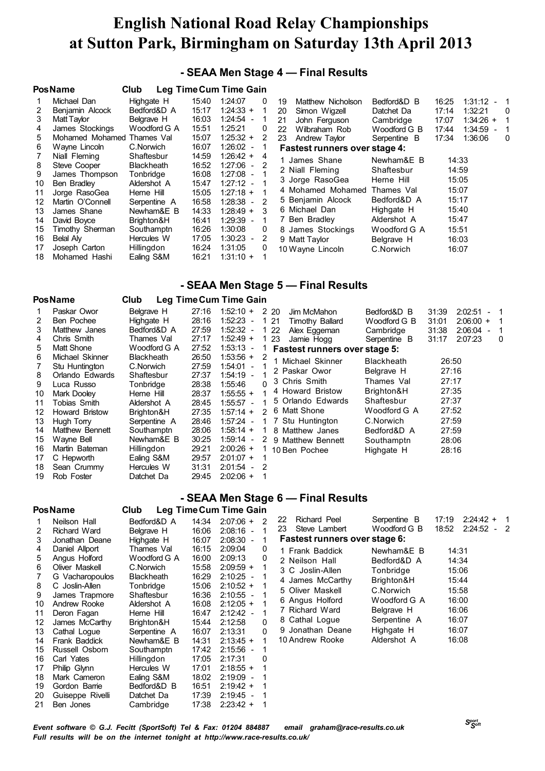# English National Road Relay Championships at Sutton Park, Birmingham on Saturday 13th April 2013

## - SEAA Men Stage 4 — Final Results

| Pos | Name | Club | Leg Time | Cum Time | Gain |
|---|---|---|---|---|---|
| 1 | Michael Dan | Highgate H | 15:40 | 1:24:07 | 0 |
| 2 | Benjamin Alcock | Bedford&D A | 15:17 | 1:24:33 + | 1 |
| 3 | Matt Taylor | Belgrave H | 16:03 | 1:24:54 - | 1 |
| 4 | James Stockings | Woodford G A | 15:51 | 1:25:21 | 0 |
| 5 | Mohamed Mohamed | Thames Val | 15:07 | 1:25:32 + | 2 |
| 6 | Wayne Lincoln | C.Norwich | 16:07 | 1:26:02 - | 1 |
| 7 | Niall Fleming | Shaftesbur | 14:59 | 1:26:42 + | 4 |
| 8 | Steve Cooper | Blackheath | 16:52 | 1:27:06 - | 2 |
| 9 | James Thompson | Tonbridge | 16:08 | 1:27:08 - | 1 |
| 10 | Ben Bradley | Aldershot A | 15:47 | 1:27:12 - | 1 |
| 11 | Jorge RasoGea | Herne Hill | 15:05 | 1:27:18 + | 1 |
| 12 | Martin O'Connell | Serpentine A | 16:58 | 1:28:38 - | 2 |
| 13 | James Shane | Newham&E B | 14:33 | 1:28:49 + | 3 |
| 14 | David Boyce | Brighton&H | 16:41 | 1:29:39 - | 1 |
| 15 | Timothy Sherman | Southamptn | 16:26 | 1:30:08 | 0 |
| 16 | Belal Aly | Hercules W | 17:05 | 1:30:23 - | 2 |
| 17 | Joseph Carton | Hillingdon | 16:24 | 1:31:05 | 0 |
| 18 | Mohamed Hashi | Ealing S&M | 16:21 | 1:31:10 + | 1 |
| 19 | Matthew Nicholson | Bedford&D B | 16:25 | 1:31:12 - | 1 |
| 20 | Simon Wigzell | Datchet Da | 17:14 | 1:32:21 | 0 |
| 21 | John Ferguson | Cambridge | 17:07 | 1:34:26 + | 1 |
| 22 | Wilbraham Rob | Woodford G B | 17:44 | 1:34:59 - | 1 |
| 23 | Andrew Taylor | Serpentine B | 17:34 | 1:36:06 | 0 |

**Fastest runners over stage 4:**

| | Name | Club | Time |
|---|---|---|---|
| 1 | James Shane | Newham&E B | 14:33 |
| 2 | Niall Fleming | Shaftesbur | 14:59 |
| 3 | Jorge RasoGea | Herne Hill | 15:05 |
| 4 | Mohamed Mohamed | Thames Val | 15:07 |
| 5 | Benjamin Alcock | Bedford&D A | 15:17 |
| 6 | Michael Dan | Highgate H | 15:40 |
| 7 | Ben Bradley | Aldershot A | 15:47 |
| 8 | James Stockings | Woodford G A | 15:51 |
| 9 | Matt Taylor | Belgrave H | 16:03 |
| 10 | Wayne Lincoln | C.Norwich | 16:07 |

## - SEAA Men Stage 5 — Final Results

| Pos | Name | Club | Leg Time | Cum Time | Gain |
|---|---|---|---|---|---|
| 1 | Paskar Owor | Belgrave H | 27:16 | 1:52:10 + | 2 |
| 2 | Ben Pochee | Highgate H | 28:16 | 1:52:23 - | 1 |
| 3 | Matthew Janes | Bedford&D A | 27:59 | 1:52:32 - | 1 |
| 4 | Chris Smith | Thames Val | 27:17 | 1:52:49 + | 1 |
| 5 | Matt Shone | Woodford G A | 27:52 | 1:53:13 - | 1 |
| 6 | Michael Skinner | Blackheath | 26:50 | 1:53:56 + | 2 |
| 7 | Stu Huntington | C.Norwich | 27:59 | 1:54:01 - | 1 |
| 8 | Orlando Edwards | Shaftesbur | 27:37 | 1:54:19 - | 1 |
| 9 | Luca Russo | Tonbridge | 28:38 | 1:55:46 | 0 |
| 10 | Mark Dooley | Herne Hill | 28:37 | 1:55:55 + | 1 |
| 11 | Tobias Smith | Aldershot A | 28:45 | 1:55:57 - | 1 |
| 12 | Howard Bristow | Brighton&H | 27:35 | 1:57:14 + | 2 |
| 13 | Hugh Torry | Serpentine A | 28:46 | 1:57:24 - | 1 |
| 14 | Matthew Bennett | Southamptn | 28:06 | 1:58:14 + | 1 |
| 15 | Wayne Bell | Newham&E B | 30:25 | 1:59:14 - | 2 |
| 16 | Martin Bateman | Hillingdon | 29:21 | 2:00:26 + | 1 |
| 17 | C Hepworth | Ealing S&M | 29:57 | 2:01:07 + | 1 |
| 18 | Sean Crummy | Hercules W | 31:31 | 2:01:54 - | 2 |
| 19 | Rob Foster | Datchet Da | 29:45 | 2:02:06 + | 1 |
| 20 | Jim McMahon | Bedford&D B | 31:39 | 2:02:51 - | 1 |
| 21 | Timothy Ballard | Woodford G B | 31:01 | 2:06:00 + | 1 |
| 22 | Alex Eggeman | Cambridge | 31:38 | 2:06:04 - | 1 |
| 23 | Jamie Hogg | Serpentine B | 31:17 | 2:07:23 | 0 |

**Fastest runners over stage 5:**

| | Name | Club | Time |
|---|---|---|---|
| 1 | Michael Skinner | Blackheath | 26:50 |
| 2 | Paskar Owor | Belgrave H | 27:16 |
| 3 | Chris Smith | Thames Val | 27:17 |
| 4 | Howard Bristow | Brighton&H | 27:35 |
| 5 | Orlando Edwards | Shaftesbur | 27:37 |
| 6 | Matt Shone | Woodford G A | 27:52 |
| 7 | Stu Huntington | C.Norwich | 27:59 |
| 8 | Matthew Janes | Bedford&D A | 27:59 |
| 9 | Matthew Bennett | Southamptn | 28:06 |
| 10 | Ben Pochee | Highgate H | 28:16 |

## - SEAA Men Stage 6 — Final Results

| Pos | Name | Club | Leg Time | Cum Time | Gain |
|---|---|---|---|---|---|
| 1 | Neilson Hall | Bedford&D A | 14:34 | 2:07:06 + | 2 |
| 2 | Richard Ward | Belgrave H | 16:06 | 2:08:16 - | 1 |
| 3 | Jonathan Deane | Highgate H | 16:07 | 2:08:30 - | 1 |
| 4 | Daniel Allport | Thames Val | 16:15 | 2:09:04 | 0 |
| 5 | Angus Holford | Woodford G A | 16:00 | 2:09:13 | 0 |
| 6 | Oliver Maskell | C.Norwich | 15:58 | 2:09:59 + | 1 |
| 7 | G Vacharopoulos | Blackheath | 16:29 | 2:10:25 - | 1 |
| 8 | C Joslin-Allen | Tonbridge | 15:06 | 2:10:52 + | 1 |
| 9 | James Trapmore | Shaftesbur | 16:36 | 2:10:55 - | 1 |
| 10 | Andrew Rooke | Aldershot A | 16:08 | 2:12:05 + | 1 |
| 11 | Deron Fagan | Herne Hill | 16:47 | 2:12:42 - | 1 |
| 12 | James McCarthy | Brighton&H | 15:44 | 2:12:58 | 0 |
| 13 | Cathal Logue | Serpentine A | 16:07 | 2:13:31 | 0 |
| 14 | Frank Baddick | Newham&E B | 14:31 | 2:13:45 + | 1 |
| 15 | Russell Osborn | Southamptn | 17:42 | 2:15:56 - | 1 |
| 16 | Carl Yates | Hillingdon | 17:05 | 2:17:31 | 0 |
| 17 | Philip Glynn | Hercules W | 17:01 | 2:18:55 + | 1 |
| 18 | Mark Cameron | Ealing S&M | 18:02 | 2:19:09 - | 1 |
| 19 | Gordon Barrie | Bedford&D B | 16:51 | 2:19:42 + | 1 |
| 20 | Guiseppe Rivelli | Datchet Da | 17:39 | 2:19:45 - | 1 |
| 21 | Ben Jones | Cambridge | 17:38 | 2:23:42 + | 1 |
| 22 | Richard Peel | Serpentine B | 17:19 | 2:24:42 + | 1 |
| 23 | Steve Lambert | Woodford G B | 18:52 | 2:24:52 - | 2 |

**Fastest runners over stage 6:**

| | Name | Club | Time |
|---|---|---|---|
| 1 | Frank Baddick | Newham&E B | 14:31 |
| 2 | Neilson Hall | Bedford&D A | 14:34 |
| 3 | C Joslin-Allen | Tonbridge | 15:06 |
| 4 | James McCarthy | Brighton&H | 15:44 |
| 5 | Oliver Maskell | C.Norwich | 15:58 |
| 6 | Angus Holford | Woodford G A | 16:00 |
| 7 | Richard Ward | Belgrave H | 16:06 |
| 8 | Cathal Logue | Serpentine A | 16:07 |
| 9 | Jonathan Deane | Highgate H | 16:07 |
| 10 | Andrew Rooke | Aldershot A | 16:08 |

*Event software © G.J. Fecitt (SportSoft) Tel & Fax: 01204 884887 email graham@race-results.co.uk*
*Full results will be on the internet tonight at http://www.race-results.co.uk/*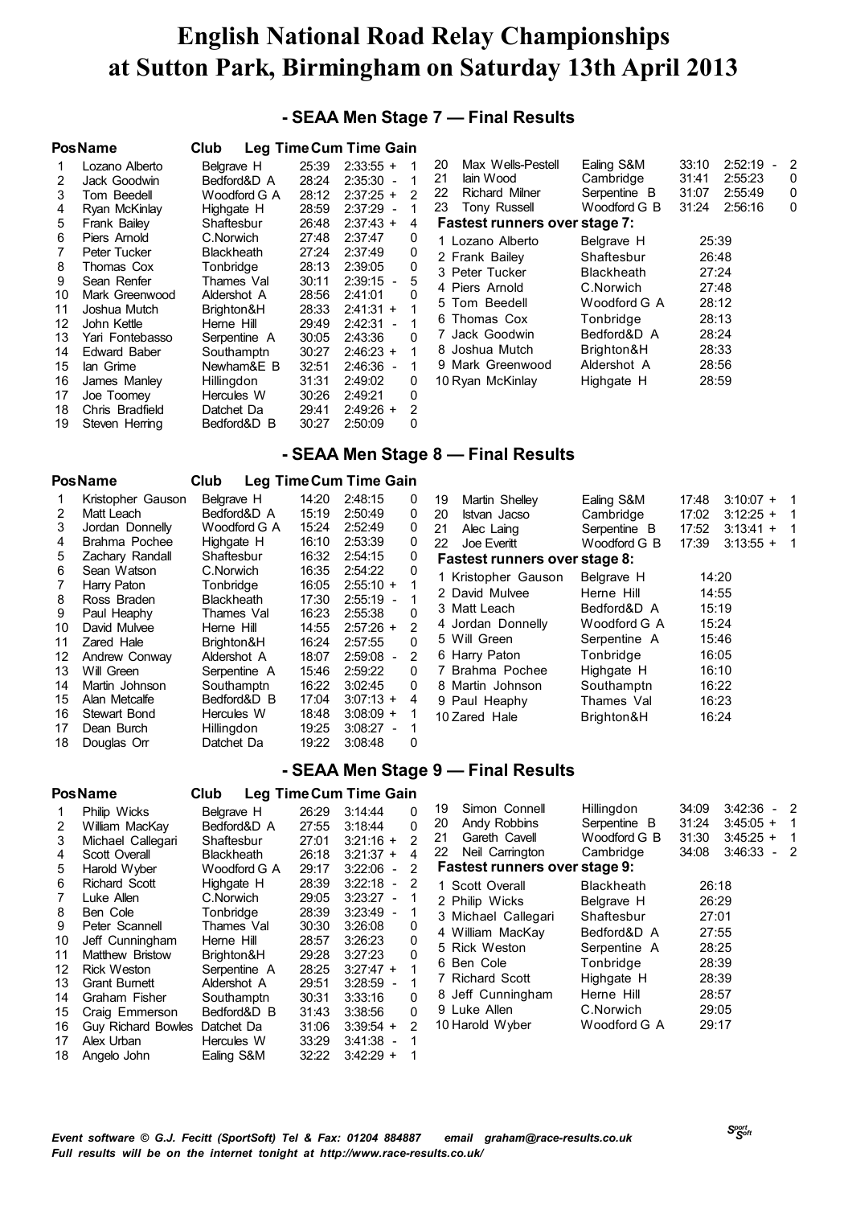# English National Road Relay Championships at Sutton Park, Birmingham on Saturday 13th April 2013

## - SEAA Men Stage 7 — Final Results

| Pos | Name | Club | Leg Time | Cum Time | Gain |
|---|---|---|---|---|---|
| 1 | Lozano Alberto | Belgrave H | 25:39 | 2:33:55 + | 1 |
| 2 | Jack Goodwin | Bedford&D A | 28:24 | 2:35:30 - | 1 |
| 3 | Tom Beedell | Woodford G A | 28:12 | 2:37:25 + | 2 |
| 4 | Ryan McKinlay | Highgate H | 28:59 | 2:37:29 - | 1 |
| 5 | Frank Bailey | Shaftesbur | 26:48 | 2:37:43 + | 4 |
| 6 | Piers Arnold | C.Norwich | 27:48 | 2:37:47 | 0 |
| 7 | Peter Tucker | Blackheath | 27:24 | 2:37:49 | 0 |
| 8 | Thomas Cox | Tonbridge | 28:13 | 2:39:05 | 0 |
| 9 | Sean Renfer | Thames Val | 30:11 | 2:39:15 - | 5 |
| 10 | Mark Greenwood | Aldershot A | 28:56 | 2:41:01 | 0 |
| 11 | Joshua Mutch | Brighton&H | 28:33 | 2:41:31 + | 1 |
| 12 | John Kettle | Herne Hill | 29:49 | 2:42:31 - | 1 |
| 13 | Yari Fontebasso | Serpentine A | 30:05 | 2:43:36 | 0 |
| 14 | Edward Baber | Southamptn | 30:27 | 2:46:23 + | 1 |
| 15 | Ian Grime | Newham&E B | 32:51 | 2:46:36 - | 1 |
| 16 | James Manley | Hillingdon | 31:31 | 2:49:02 | 0 |
| 17 | Joe Toomey | Hercules W | 30:26 | 2:49:21 | 0 |
| 18 | Chris Bradfield | Datchet Da | 29:41 | 2:49:26 + | 2 |
| 19 | Steven Herring | Bedford&D B | 30:27 | 2:50:09 | 0 |
| 20 | Max Wells-Pestell | Ealing S&M | 33:10 | 2:52:19 - | 2 |
| 21 | Iain Wood | Cambridge | 31:41 | 2:55:23 | 0 |
| 22 | Richard Milner | Serpentine B | 31:07 | 2:55:49 | 0 |
| 23 | Tony Russell | Woodford G B | 31:24 | 2:56:16 | 0 |

### Fastest runners over stage 7:

| | | | |
|---|---|---|---|
| 1 | Lozano Alberto | Belgrave H | 25:39 |
| 2 | Frank Bailey | Shaftesbur | 26:48 |
| 3 | Peter Tucker | Blackheath | 27:24 |
| 4 | Piers Arnold | C.Norwich | 27:48 |
| 5 | Tom Beedell | Woodford G A | 28:12 |
| 6 | Thomas Cox | Tonbridge | 28:13 |
| 7 | Jack Goodwin | Bedford&D A | 28:24 |
| 8 | Joshua Mutch | Brighton&H | 28:33 |
| 9 | Mark Greenwood | Aldershot A | 28:56 |
| 10 | Ryan McKinlay | Highgate H | 28:59 |

## - SEAA Men Stage 8 — Final Results

| Pos | Name | Club | Leg Time | Cum Time | Gain |
|---|---|---|---|---|---|
| 1 | Kristopher Gauson | Belgrave H | 14:20 | 2:48:15 | 0 |
| 2 | Matt Leach | Bedford&D A | 15:19 | 2:50:49 | 0 |
| 3 | Jordan Donnelly | Woodford G A | 15:24 | 2:52:49 | 0 |
| 4 | Brahma Pochee | Highgate H | 16:10 | 2:53:39 | 0 |
| 5 | Zachary Randall | Shaftesbur | 16:32 | 2:54:15 | 0 |
| 6 | Sean Watson | C.Norwich | 16:35 | 2:54:22 | 0 |
| 7 | Harry Paton | Tonbridge | 16:05 | 2:55:10 + | 1 |
| 8 | Ross Braden | Blackheath | 17:30 | 2:55:19 - | 1 |
| 9 | Paul Heaphy | Thames Val | 16:23 | 2:55:38 | 0 |
| 10 | David Mulvee | Herne Hill | 14:55 | 2:57:26 + | 2 |
| 11 | Zared Hale | Brighton&H | 16:24 | 2:57:55 | 0 |
| 12 | Andrew Conway | Aldershot A | 18:07 | 2:59:08 - | 2 |
| 13 | Will Green | Serpentine A | 15:46 | 2:59:22 | 0 |
| 14 | Martin Johnson | Southamptn | 16:22 | 3:02:45 | 0 |
| 15 | Alan Metcalfe | Bedford&D B | 17:04 | 3:07:13 + | 4 |
| 16 | Stewart Bond | Hercules W | 18:48 | 3:08:09 + | 1 |
| 17 | Dean Burch | Hillingdon | 19:25 | 3:08:27 - | 1 |
| 18 | Douglas Orr | Datchet Da | 19:22 | 3:08:48 | 0 |
| 19 | Martin Shelley | Ealing S&M | 17:48 | 3:10:07 + | 1 |
| 20 | Istvan Jacso | Cambridge | 17:02 | 3:12:25 + | 1 |
| 21 | Alec Laing | Serpentine B | 17:52 | 3:13:41 + | 1 |
| 22 | Joe Everitt | Woodford G B | 17:39 | 3:13:55 + | 1 |

### Fastest runners over stage 8:

| | | | |
|---|---|---|---|
| 1 | Kristopher Gauson | Belgrave H | 14:20 |
| 2 | David Mulvee | Herne Hill | 14:55 |
| 3 | Matt Leach | Bedford&D A | 15:19 |
| 4 | Jordan Donnelly | Woodford G A | 15:24 |
| 5 | Will Green | Serpentine A | 15:46 |
| 6 | Harry Paton | Tonbridge | 16:05 |
| 7 | Brahma Pochee | Highgate H | 16:10 |
| 8 | Martin Johnson | Southamptn | 16:22 |
| 9 | Paul Heaphy | Thames Val | 16:23 |
| 10 | Zared Hale | Brighton&H | 16:24 |

## - SEAA Men Stage 9 — Final Results

| Pos | Name | Club | Leg Time | Cum Time | Gain |
|---|---|---|---|---|---|
| 1 | Philip Wicks | Belgrave H | 26:29 | 3:14:44 | 0 |
| 2 | William MacKay | Bedford&D A | 27:55 | 3:18:44 | 0 |
| 3 | Michael Callegari | Shaftesbur | 27:01 | 3:21:16 + | 2 |
| 4 | Scott Overall | Blackheath | 26:18 | 3:21:37 + | 4 |
| 5 | Harold Wyber | Woodford G A | 29:17 | 3:22:06 - | 2 |
| 6 | Richard Scott | Highgate H | 28:39 | 3:22:18 - | 2 |
| 7 | Luke Allen | C.Norwich | 29:05 | 3:23:27 - | 1 |
| 8 | Ben Cole | Tonbridge | 28:39 | 3:23:49 - | 1 |
| 9 | Peter Scannell | Thames Val | 30:30 | 3:26:08 | 0 |
| 10 | Jeff Cunningham | Herne Hill | 28:57 | 3:26:23 | 0 |
| 11 | Matthew Bristow | Brighton&H | 29:28 | 3:27:23 | 0 |
| 12 | Rick Weston | Serpentine A | 28:25 | 3:27:47 + | 1 |
| 13 | Grant Burnett | Aldershot A | 29:51 | 3:28:59 - | 1 |
| 14 | Graham Fisher | Southamptn | 30:31 | 3:33:16 | 0 |
| 15 | Craig Emmerson | Bedford&D B | 31:43 | 3:38:56 | 0 |
| 16 | Guy Richard Bowles | Datchet Da | 31:06 | 3:39:54 + | 2 |
| 17 | Alex Urban | Hercules W | 33:29 | 3:41:38 - | 1 |
| 18 | Angelo John | Ealing S&M | 32:22 | 3:42:29 + | 1 |
| 19 | Simon Connell | Hillingdon | 34:09 | 3:42:36 - | 2 |
| 20 | Andy Robbins | Serpentine B | 31:24 | 3:45:05 + | 1 |
| 21 | Gareth Cavell | Woodford G B | 31:30 | 3:45:25 + | 1 |
| 22 | Neil Carrington | Cambridge | 34:08 | 3:46:33 - | 2 |

### Fastest runners over stage 9:

| | | | |
|---|---|---|---|
| 1 | Scott Overall | Blackheath | 26:18 |
| 2 | Philip Wicks | Belgrave H | 26:29 |
| 3 | Michael Callegari | Shaftesbur | 27:01 |
| 4 | William MacKay | Bedford&D A | 27:55 |
| 5 | Rick Weston | Serpentine A | 28:25 |
| 6 | Ben Cole | Tonbridge | 28:39 |
| 7 | Richard Scott | Highgate H | 28:39 |
| 8 | Jeff Cunningham | Herne Hill | 28:57 |
| 9 | Luke Allen | C.Norwich | 29:05 |
| 10 | Harold Wyber | Woodford G A | 29:17 |

*Event software © G.J. Fecitt (SportSoft) Tel & Fax: 01204 884887 email graham@race-results.co.uk*
*Full results will be on the internet tonight at http://www.race-results.co.uk/*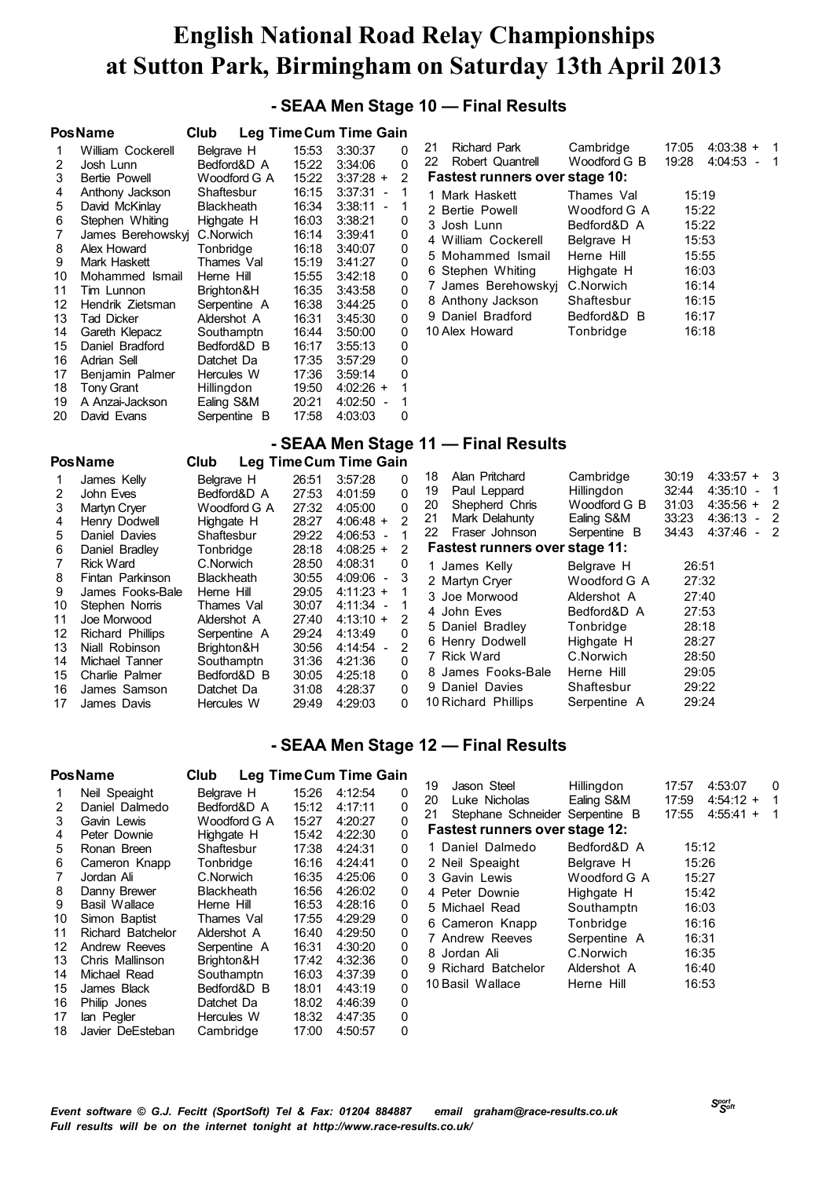# English National Road Relay Championships at Sutton Park, Birmingham on Saturday 13th April 2013

## - SEAA Men Stage 10 — Final Results

| Pos | Name | Club | Leg Time | Cum Time | Gain |
|---|---|---|---|---|---|
| 1 | William Cockerell | Belgrave H | 15:53 | 3:30:37 | 0 |
| 2 | Josh Lunn | Bedford&D A | 15:22 | 3:34:06 | 0 |
| 3 | Bertie Powell | Woodford G A | 15:22 | 3:37:28 + | 2 |
| 4 | Anthony Jackson | Shaftesbur | 16:15 | 3:37:31 - | 1 |
| 5 | David McKinlay | Blackheath | 16:34 | 3:38:11 - | 1 |
| 6 | Stephen Whiting | Highgate H | 16:03 | 3:38:21 | 0 |
| 7 | James Berehowskyj | C.Norwich | 16:14 | 3:39:41 | 0 |
| 8 | Alex Howard | Tonbridge | 16:18 | 3:40:07 | 0 |
| 9 | Mark Haskett | Thames Val | 15:19 | 3:41:27 | 0 |
| 10 | Mohammed Ismail | Herne Hill | 15:55 | 3:42:18 | 0 |
| 11 | Tim Lunnon | Brighton&H | 16:35 | 3:43:58 | 0 |
| 12 | Hendrik Zietsman | Serpentine A | 16:38 | 3:44:25 | 0 |
| 13 | Tad Dicker | Aldershot A | 16:31 | 3:45:30 | 0 |
| 14 | Gareth Klepacz | Southamptn | 16:44 | 3:50:00 | 0 |
| 15 | Daniel Bradford | Bedford&D B | 16:17 | 3:55:13 | 0 |
| 16 | Adrian Sell | Datchet Da | 17:35 | 3:57:29 | 0 |
| 17 | Benjamin Palmer | Hercules W | 17:36 | 3:59:14 | 0 |
| 18 | Tony Grant | Hillingdon | 19:50 | 4:02:26 + | 1 |
| 19 | A Anzai-Jackson | Ealing S&M | 20:21 | 4:02:50 - | 1 |
| 20 | David Evans | Serpentine B | 17:58 | 4:03:03 | 0 |
| 21 | Richard Park | Cambridge | 17:05 | 4:03:38 + | 1 |
| 22 | Robert Quantrell | Woodford G B | 19:28 | 4:04:53 - | 1 |

**Fastest runners over stage 10:**

| | Name | Club | Time |
|---|---|---|---|
| 1 | Mark Haskett | Thames Val | 15:19 |
| 2 | Bertie Powell | Woodford G A | 15:22 |
| 3 | Josh Lunn | Bedford&D A | 15:22 |
| 4 | William Cockerell | Belgrave H | 15:53 |
| 5 | Mohammed Ismail | Herne Hill | 15:55 |
| 6 | Stephen Whiting | Highgate H | 16:03 |
| 7 | James Berehowskyj | C.Norwich | 16:14 |
| 8 | Anthony Jackson | Shaftesbur | 16:15 |
| 9 | Daniel Bradford | Bedford&D B | 16:17 |
| 10 | Alex Howard | Tonbridge | 16:18 |

## - SEAA Men Stage 11 — Final Results

| Pos | Name | Club | Leg Time | Cum Time | Gain |
|---|---|---|---|---|---|
| 1 | James Kelly | Belgrave H | 26:51 | 3:57:28 | 0 |
| 2 | John Eves | Bedford&D A | 27:53 | 4:01:59 | 0 |
| 3 | Martyn Cryer | Woodford G A | 27:32 | 4:05:00 | 0 |
| 4 | Henry Dodwell | Highgate H | 28:27 | 4:06:48 + | 2 |
| 5 | Daniel Davies | Shaftesbur | 29:22 | 4:06:53 - | 1 |
| 6 | Daniel Bradley | Tonbridge | 28:18 | 4:08:25 + | 2 |
| 7 | Rick Ward | C.Norwich | 28:50 | 4:08:31 | 0 |
| 8 | Fintan Parkinson | Blackheath | 30:55 | 4:09:06 - | 3 |
| 9 | James Fooks-Bale | Herne Hill | 29:05 | 4:11:23 + | 1 |
| 10 | Stephen Norris | Thames Val | 30:07 | 4:11:34 - | 1 |
| 11 | Joe Morwood | Aldershot A | 27:40 | 4:13:10 + | 2 |
| 12 | Richard Phillips | Serpentine A | 29:24 | 4:13:49 | 0 |
| 13 | Niall Robinson | Brighton&H | 30:56 | 4:14:54 - | 2 |
| 14 | Michael Tanner | Southamptn | 31:36 | 4:21:36 | 0 |
| 15 | Charlie Palmer | Bedford&D B | 30:05 | 4:25:18 | 0 |
| 16 | James Samson | Datchet Da | 31:08 | 4:28:37 | 0 |
| 17 | James Davis | Hercules W | 29:49 | 4:29:03 | 0 |
| 18 | Alan Pritchard | Cambridge | 30:19 | 4:33:57 + | 3 |
| 19 | Paul Leppard | Hillingdon | 32:44 | 4:35:10 - | 1 |
| 20 | Shepherd Chris | Woodford G B | 31:03 | 4:35:56 + | 2 |
| 21 | Mark Delahunty | Ealing S&M | 33:23 | 4:36:13 - | 2 |
| 22 | Fraser Johnson | Serpentine B | 34:43 | 4:37:46 - | 2 |

**Fastest runners over stage 11:**

| | Name | Club | Time |
|---|---|---|---|
| 1 | James Kelly | Belgrave H | 26:51 |
| 2 | Martyn Cryer | Woodford G A | 27:32 |
| 3 | Joe Morwood | Aldershot A | 27:40 |
| 4 | John Eves | Bedford&D A | 27:53 |
| 5 | Daniel Bradley | Tonbridge | 28:18 |
| 6 | Henry Dodwell | Highgate H | 28:27 |
| 7 | Rick Ward | C.Norwich | 28:50 |
| 8 | James Fooks-Bale | Herne Hill | 29:05 |
| 9 | Daniel Davies | Shaftesbur | 29:22 |
| 10 | Richard Phillips | Serpentine A | 29:24 |

## - SEAA Men Stage 12 — Final Results

| Pos | Name | Club | Leg Time | Cum Time | Gain |
|---|---|---|---|---|---|
| 1 | Neil Speaight | Belgrave H | 15:26 | 4:12:54 | 0 |
| 2 | Daniel Dalmedo | Bedford&D A | 15:12 | 4:17:11 | 0 |
| 3 | Gavin Lewis | Woodford G A | 15:27 | 4:20:27 | 0 |
| 4 | Peter Downie | Highgate H | 15:42 | 4:22:30 | 0 |
| 5 | Ronan Breen | Shaftesbur | 17:38 | 4:24:31 | 0 |
| 6 | Cameron Knapp | Tonbridge | 16:16 | 4:24:41 | 0 |
| 7 | Jordan Ali | C.Norwich | 16:35 | 4:25:06 | 0 |
| 8 | Danny Brewer | Blackheath | 16:56 | 4:26:02 | 0 |
| 9 | Basil Wallace | Herne Hill | 16:53 | 4:28:16 | 0 |
| 10 | Simon Baptist | Thames Val | 17:55 | 4:29:29 | 0 |
| 11 | Richard Batchelor | Aldershot A | 16:40 | 4:29:50 | 0 |
| 12 | Andrew Reeves | Serpentine A | 16:31 | 4:30:20 | 0 |
| 13 | Chris Mallinson | Brighton&H | 17:42 | 4:32:36 | 0 |
| 14 | Michael Read | Southamptn | 16:03 | 4:37:39 | 0 |
| 15 | James Black | Bedford&D B | 18:01 | 4:43:19 | 0 |
| 16 | Philip Jones | Datchet Da | 18:02 | 4:46:39 | 0 |
| 17 | Ian Pegler | Hercules W | 18:32 | 4:47:35 | 0 |
| 18 | Javier DeEsteban | Cambridge | 17:00 | 4:50:57 | 0 |
| 19 | Jason Steel | Hillingdon | 17:57 | 4:53:07 | 0 |
| 20 | Luke Nicholas | Ealing S&M | 17:59 | 4:54:12 + | 1 |
| 21 | Stephane Schneider | Serpentine B | 17:55 | 4:55:41 + | 1 |

**Fastest runners over stage 12:**

| | Name | Club | Time |
|---|---|---|---|
| 1 | Daniel Dalmedo | Bedford&D A | 15:12 |
| 2 | Neil Speaight | Belgrave H | 15:26 |
| 3 | Gavin Lewis | Woodford G A | 15:27 |
| 4 | Peter Downie | Highgate H | 15:42 |
| 5 | Michael Read | Southamptn | 16:03 |
| 6 | Cameron Knapp | Tonbridge | 16:16 |
| 7 | Andrew Reeves | Serpentine A | 16:31 |
| 8 | Jordan Ali | C.Norwich | 16:35 |
| 9 | Richard Batchelor | Aldershot A | 16:40 |
| 10 | Basil Wallace | Herne Hill | 16:53 |

*Event software © G.J. Fecitt (SportSoft) Tel & Fax: 01204 884887 email graham@race-results.co.uk*
*Full results will be on the internet tonight at http://www.race-results.co.uk/*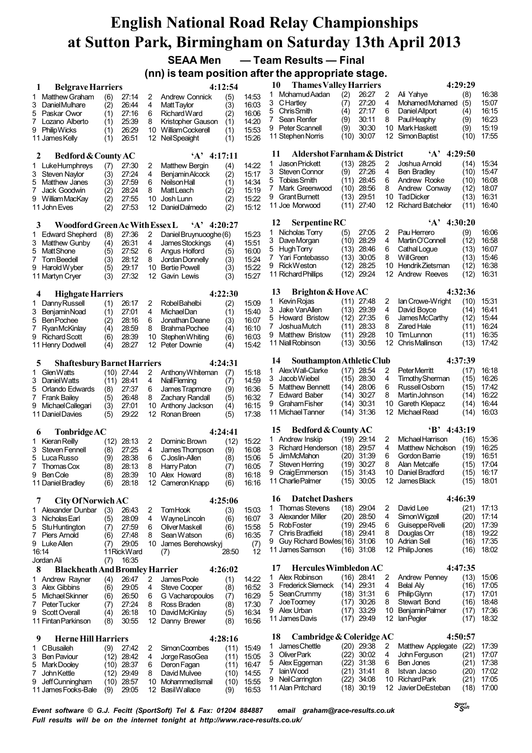# English National Road Relay Championships at Sutton Park, Birmingham on Saturday 13th April 2013

## SEAA Men — Team Results — Final

**(nn) is team position after the appropriate stage.**

### 1 Belgrave Harriers 4:12:54

| | | | | | | | |
|---|---|---|---|---|---|---|---|
| 1 Matthew Graham | (6) | 27:14 | | 2 Andrew Connick | (5) | 14:53 | |
| 3 Daniel Mulhare | (2) | 26:44 | | 4 Matt Taylor | (3) | 16:03 | |
| 5 Paskar Owor | (1) | 27:16 | | 6 Richard Ward | (2) | 16:06 | |
| 7 Lozano Alberto | (1) | 25:39 | | 8 Kristopher Gauson | (1) | 14:20 | |
| 9 Philip Wicks | (1) | 26:29 | | 10 William Cockerell | (1) | 15:53 | |
| 11 James Kelly | (1) | 26:51 | | 12 Neil Speaight | (1) | 15:26 | |

### 2 Bedford & County AC 'A' 4:17:11

| | | | | | |
|---|---|---|---|---|---|
| 1 Luke Humphreys | (7) | 27:30 | 2 Matthew Bergin | (4) | 14:22 |
| 3 Steven Naylor | (3) | 27:24 | 4 Benjamin Alcock | (2) | 15:17 |
| 5 Matthew Janes | (3) | 27:59 | 6 Neilson Hall | (1) | 14:34 |
| 7 Jack Goodwin | (2) | 28:24 | 8 Matt Leach | (2) | 15:19 |
| 9 William MacKay | (2) | 27:55 | 10 Josh Lunn | (2) | 15:22 |
| 11 John Eves | (2) | 27:53 | 12 Daniel Dalmedo | (2) | 15:12 |

### 3 Woodford Green Ac With Essex L 'A' 4:20:27

| | | | | | |
|---|---|---|---|---|---|
| 1 Edward Shepherd | (8) | 27:36 | 2 Daniel Bruynuooghe | (6) | 15:23 |
| 3 Matthew Gunby | (4) | 26:31 | 4 James Stockings | (4) | 15:51 |
| 5 Matt Shone | (5) | 27:52 | 6 Angus Holford | (5) | 16:00 |
| 7 Tom Beedell | (3) | 28:12 | 8 Jordan Donnelly | (3) | 15:24 |
| 9 Harold Wyber | (5) | 29:17 | 10 Bertie Powell | (3) | 15:22 |
| 11 Martyn Cryer | (3) | 27:32 | 12 Gavin Lewis | (3) | 15:27 |

### 4 Highgate Harriers 4:22:30

| | | | | | |
|---|---|---|---|---|---|
| 1 Danny Russell | (1) | 26:17 | 2 Robel Bahelbi | (2) | 15:09 |
| 3 Benjamin Noad | (1) | 27:01 | 4 Michael Dan | (1) | 15:40 |
| 5 Ben Pochee | (2) | 28:16 | 6 Jonathan Deane | (3) | 16:07 |
| 7 Ryan McKinlay | (4) | 28:59 | 8 Brahma Pochee | (4) | 16:10 |
| 9 Richard Scott | (6) | 28:39 | 10 Stephen Whiting | (6) | 16:03 |
| 11 Henry Dodwell | (4) | 28:27 | 12 Peter Downie | (4) | 15:42 |

### 5 Shaftesbury Barnet Harriers 4:24:31

| | | | | | |
|---|---|---|---|---|---|
| 1 Glen Watts | (10) | 27:44 | 2 Anthony Whiteman | (7) | 15:18 |
| 3 Daniel Watts | (11) | 28:41 | 4 Niall Fleming | (7) | 14:59 |
| 5 Orlando Edwards | (8) | 27:37 | 6 James Trapmore | (9) | 16:36 |
| 7 Frank Bailey | (5) | 26:48 | 8 Zachary Randall | (5) | 16:32 |
| 9 Michael Callegari | (3) | 27:01 | 10 Anthony Jackson | (4) | 16:15 |
| 11 Daniel Davies | (5) | 29:22 | 12 Ronan Breen | (5) | 17:38 |

### 6 Tonbridge AC 4:24:41

| | | | | | |
|---|---|---|---|---|---|
| 1 Kieran Reilly | (12) | 28:13 | 2 Dominic Brown | (12) | 15:22 |
| 3 Steven Fennell | (8) | 27:25 | 4 James Thompson | (9) | 16:08 |
| 5 Luca Russo | (9) | 28:38 | 6 C Joslin-Allen | (8) | 15:06 |
| 7 Thomas Cox | (8) | 28:13 | 8 Harry Paton | (7) | 16:05 |
| 9 Ben Cole | (8) | 28:39 | 10 Alex Howard | (8) | 16:18 |
| 11 Daniel Bradley | (6) | 28:18 | 12 Cameron Knapp | (6) | 16:16 |

### 7 City Of Norwich AC 4:25:06

| | | | | | |
|---|---|---|---|---|---|
| 1 Alexander Dunbar | (3) | 26:43 | 2 Tom Hook | (3) | 15:03 |
| 3 Nicholas Earl | (5) | 28:09 | 4 Wayne Lincoln | (6) | 16:07 |
| 5 Stu Huntington | (7) | 27:59 | 6 Oliver Maskell | (6) | 15:58 |
| 7 Piers Arnold | (6) | 27:48 | 8 Sean Watson | (6) | 16:35 |
| 9 Luke Allen | (7) | 29:05 | 10 James Berehowskyj | (7) | 16:14 |
| 11 Rick Ward | (7) | 28:50 | 12 Jordan Ali | (7) | 16:35 |

### 8 Blackheath And Bromley Harrier 4:26:02

| | | | | | |
|---|---|---|---|---|---|
| 1 Andrew Rayner | (4) | 26:47 | 2 James Poole | (1) | 14:22 |
| 3 Alex Gibbins | (6) | 29:05 | 4 Steve Cooper | (8) | 16:52 |
| 5 Michael Skinner | (6) | 26:50 | 6 G Vacharopoulos | (7) | 16:29 |
| 7 Peter Tucker | (7) | 27:24 | 8 Ross Braden | (8) | 17:30 |
| 9 Scott Overall | (4) | 26:18 | 10 David McKinlay | (5) | 16:34 |
| 11 Fintan Parkinson | (8) | 30:55 | 12 Danny Brewer | (8) | 16:56 |

### 9 Herne Hill Harriers 4:28:16

| | | | | | |
|---|---|---|---|---|---|
| 1 C Busaileh | (9) | 27:42 | 2 Simon Coombes | (11) | 15:49 |
| 3 Ben Paviour | (12) | 28:42 | 4 Jorge Raso Gea | (11) | 15:05 |
| 5 Mark Dooley | (10) | 28:37 | 6 Deron Fagan | (11) | 16:47 |
| 7 John Kettle | (12) | 29:49 | 8 David Mulvee | (10) | 14:55 |
| 9 Jeff Cunningham | (10) | 28:57 | 10 Mohammed Ismail | (10) | 15:55 |
| 11 James Fooks-Bale | (9) | 29:05 | 12 Basil Wallace | (9) | 16:53 |

### 10 Thames Valley Harriers 4:29:29

| | | | | | |
|---|---|---|---|---|---|
| 1 Mohamud Aadan | (2) | 26:27 | 2 Ali Yahye | (8) | 16:38 |
| 3 C Hartley | (7) | 27:20 | 4 Mohamed Mohamed | (5) | 15:07 |
| 5 Chris Smith | (4) | 27:17 | 6 Daniel Allport | (4) | 16:15 |
| 7 Sean Renfer | (9) | 30:11 | 8 Paul Heaphy | (9) | 16:23 |
| 9 Peter Scannell | (9) | 30:30 | 10 Mark Haskett | (9) | 15:19 |
| 11 Stephen Norris | (10) | 30:07 | 12 Simon Baptist | (10) | 17:55 |

### 11 Aldershot Farnham & District 'A' 4:29:50

| | | | | | |
|---|---|---|---|---|---|
| 1 Jason Prickett | (13) | 28:25 | 2 Joshua Arnold | (14) | 15:34 |
| 3 Steven Connor | (9) | 27:26 | 4 Ben Bradley | (10) | 15:47 |
| 5 Tobias Smith | (11) | 28:45 | 6 Andrew Rooke | (10) | 16:08 |
| 7 Mark Greenwood | (10) | 28:56 | 8 Andrew Conway | (12) | 18:07 |
| 9 Grant Burnett | (13) | 29:51 | 10 Tad Dicker | (13) | 16:31 |
| 11 Joe Morwood | (11) | 27:40 | 12 Richard Batchelor | (11) | 16:40 |

### 12 Serpentine RC 'A' 4:30:20

| | | | | | |
|---|---|---|---|---|---|
| 1 Nicholas Torry | (5) | 27:05 | 2 Pau Herrero | (9) | 16:06 |
| 3 Dave Morgan | (10) | 28:29 | 4 Martin O'Connell | (12) | 16:58 |
| 5 Hugh Torry | (13) | 28:46 | 6 Cathal Logue | (13) | 16:07 |
| 7 Yari Fontebasso | (13) | 30:05 | 8 Will Green | (13) | 15:46 |
| 9 Rick Weston | (12) | 28:25 | 10 Hendrik Zietsman | (12) | 16:38 |
| 11 Richard Phillips | (12) | 29:24 | 12 Andrew Reeves | (12) | 16:31 |

### 13 Brighton & Hove AC 4:32:36

| | | | | | |
|---|---|---|---|---|---|
| 1 Kevin Rojas | (11) | 27:48 | 2 Ian Crowe-Wright | (10) | 15:31 |
| 3 Jake Van Allen | (13) | 29:39 | 4 David Boyce | (14) | 16:41 |
| 5 Howard Bristow | (12) | 27:35 | 6 James McCarthy | (12) | 15:44 |
| 7 Joshua Mutch | (11) | 28:33 | 8 Zared Hale | (11) | 16:24 |
| 9 Matthew Bristow | (11) | 29:28 | 10 Tim Lunnon | (11) | 16:35 |
| 11 Niall Robinson | (13) | 30:56 | 12 Chris Mallinson | (13) | 17:42 |

### 14 Southampton Athletic Club 4:37:39

| | | | | | |
|---|---|---|---|---|---|
| 1 Alex Wall-Clarke | (17) | 28:54 | 2 Peter Merritt | (17) | 16:18 |
| 3 Jacob Wiebel | (15) | 28:30 | 4 Timothy Sherman | (15) | 16:26 |
| 5 Matthew Bennett | (14) | 28:06 | 6 Russell Osborn | (15) | 17:42 |
| 7 Edward Baber | (14) | 30:27 | 8 Martin Johnson | (14) | 16:22 |
| 9 Graham Fisher | (14) | 30:31 | 10 Gareth Klepacz | (14) | 16:44 |
| 11 Michael Tanner | (14) | 31:36 | 12 Michael Read | (14) | 16:03 |

### 15 Bedford & County AC 'B' 4:43:19

| | | | | | |
|---|---|---|---|---|---|
| 1 Andrew Inskip | (19) | 29:14 | 2 Michael Harrison | (16) | 15:36 |
| 3 Richard Henderson | (18) | 29:57 | 4 Matthew Nicholson | (19) | 16:25 |
| 5 Jim McMahon | (20) | 31:39 | 6 Gordon Barrie | (19) | 16:51 |
| 7 Steven Herring | (19) | 30:27 | 8 Alan Metcalfe | (15) | 17:04 |
| 9 Craig Emmerson | (15) | 31:43 | 10 Daniel Bradford | (15) | 16:17 |
| 11 Charlie Palmer | (15) | 30:05 | 12 James Black | (15) | 18:01 |

### 16 Datchet Dashers 4:46:39

| | | | | | |
|---|---|---|---|---|---|
| 1 Thomas Stevens | (18) | 29:04 | 2 David Lee | (21) | 17:13 |
| 3 Alexander Miller | (20) | 28:50 | 4 Simon Wigzell | (20) | 17:14 |
| 5 Rob Foster | (19) | 29:45 | 6 Guiseppe Rivelli | (20) | 17:39 |
| 7 Chris Bradfield | (18) | 29:41 | 8 Douglas Orr | (18) | 19:22 |
| 9 Guy Richard Bowles | (16) | 31:06 | 10 Adrian Sell | (16) | 17:35 |
| 11 James Samson | (16) | 31:08 | 12 Philip Jones | (16) | 18:02 |

### 17 Hercules Wimbledon AC 4:47:35

| | | | | | |
|---|---|---|---|---|---|
| 1 Alex Robinson | (14) | 28:41 | 2 Andrew Penney | (13) | 15:06 |
| 3 Frederick Slemeck | (14) | 29:31 | 4 Belal Aly | (16) | 17:05 |
| 5 Sean Crummy | (18) | 31:31 | 6 Philip Glynn | (17) | 17:01 |
| 7 Joe Toomey | (17) | 30:26 | 8 Stewart Bond | (16) | 18:48 |
| 9 Alex Urban | (17) | 33:29 | 10 Benjamin Palmer | (17) | 17:36 |
| 11 James Davis | (17) | 29:49 | 12 Ian Pegler | (17) | 18:32 |

### 18 Cambridge & Coleridge AC 4:50:57

| | | | | | |
|---|---|---|---|---|---|
| 1 James Chettle | (20) | 29:38 | 2 Matthew Applegate | (22) | 17:39 |
| 3 Oliver Park | (22) | 30:02 | 4 John Ferguson | (21) | 17:07 |
| 5 Alex Eggeman | (22) | 31:38 | 6 Ben Jones | (21) | 17:38 |
| 7 Iain Wood | (21) | 31:41 | 8 Istvan Jacso | (20) | 17:02 |
| 9 Neil Carrington | (22) | 34:08 | 10 Richard Park | (21) | 17:05 |
| 11 Alan Pritchard | (18) | 30:19 | 12 Javier De Esteban | (18) | 17:00 |

*Event software © G.J. Fecitt (SportSoft) Tel & Fax: 01204 884887 email graham@race-results.co.uk*
*Full results will be on the internet tonight at http://www.race-results.co.uk/*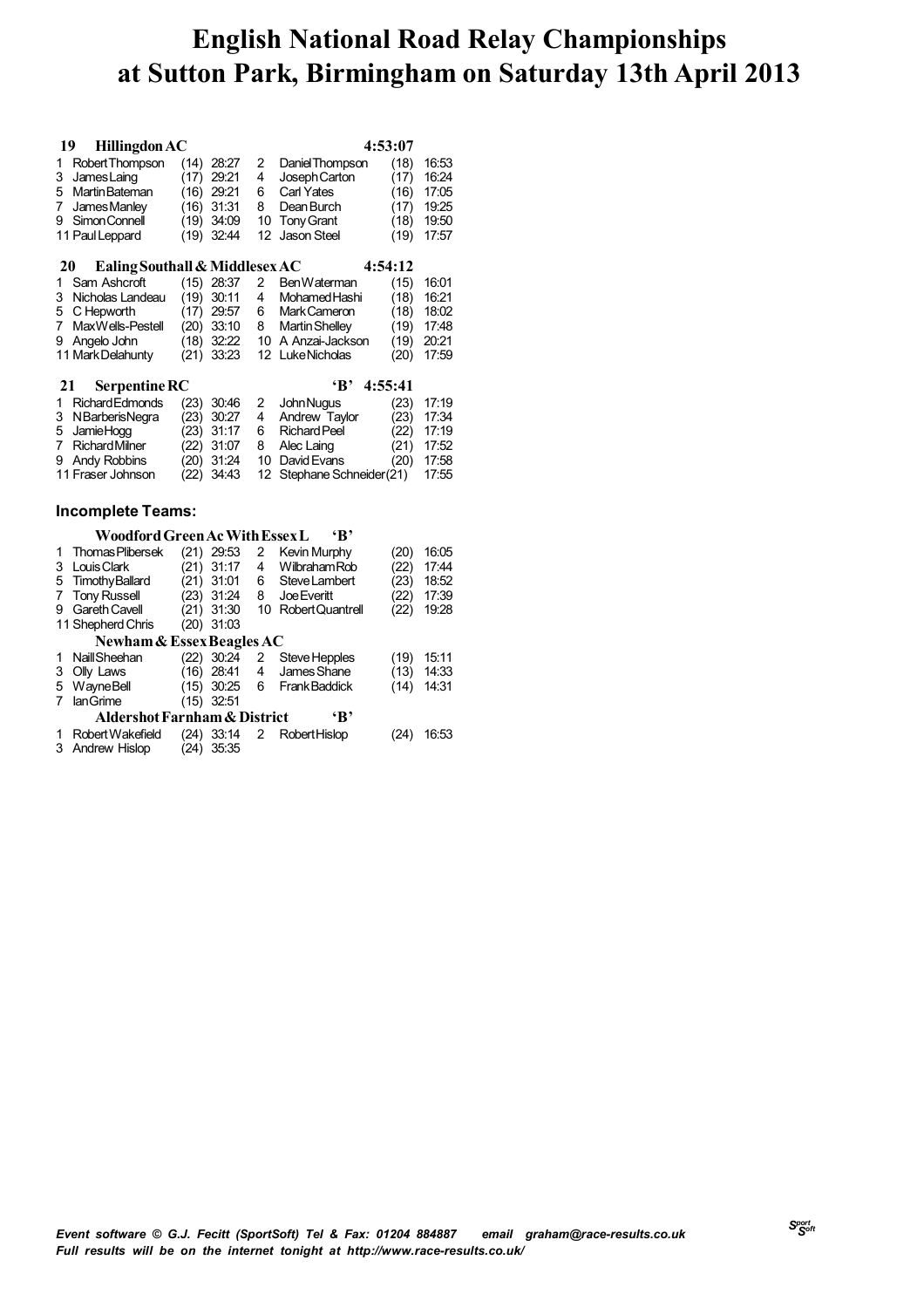# English National Road Relay Championships at Sutton Park, Birmingham on Saturday 13th April 2013

**19 Hillingdon AC — 4:53:07**

| | | | | | | | |
|---|---|---|---|---|---|---|---|
| 1 | Robert Thompson | (14) | 28:27 | 2 | Daniel Thompson | (18) | 16:53 |
| 3 | James Laing | (17) | 29:21 | 4 | Joseph Carton | (17) | 16:24 |
| 5 | Martin Bateman | (16) | 29:21 | 6 | Carl Yates | (16) | 17:05 |
| 7 | James Manley | (16) | 31:31 | 8 | Dean Burch | (17) | 19:25 |
| 9 | Simon Connell | (19) | 34:09 | 10 | Tony Grant | (18) | 19:50 |
| 11 | Paul Leppard | (19) | 32:44 | 12 | Jason Steel | (19) | 17:57 |

**20 Ealing Southall & Middlesex AC — 4:54:12**

| | | | | | | | |
|---|---|---|---|---|---|---|---|
| 1 | Sam Ashcroft | (15) | 28:37 | 2 | Ben Waterman | (15) | 16:01 |
| 3 | Nicholas Landeau | (19) | 30:11 | 4 | Mohamed Hashi | (18) | 16:21 |
| 5 | C Hepworth | (17) | 29:57 | 6 | Mark Cameron | (18) | 18:02 |
| 7 | Max Wells-Pestell | (20) | 33:10 | 8 | Martin Shelley | (19) | 17:48 |
| 9 | Angelo John | (18) | 32:22 | 10 | A Anzai-Jackson | (19) | 20:21 |
| 11 | Mark Delahunty | (21) | 33:23 | 12 | Luke Nicholas | (20) | 17:59 |

**21 Serpentine RC 'B' — 4:55:41**

| | | | | | | | |
|---|---|---|---|---|---|---|---|
| 1 | Richard Edmonds | (23) | 30:46 | 2 | John Nugus | (23) | 17:19 |
| 3 | N Barberis Negra | (23) | 30:27 | 4 | Andrew Taylor | (23) | 17:34 |
| 5 | Jamie Hogg | (23) | 31:17 | 6 | Richard Peel | (22) | 17:19 |
| 7 | Richard Milner | (22) | 31:07 | 8 | Alec Laing | (21) | 17:52 |
| 9 | Andy Robbins | (20) | 31:24 | 10 | David Evans | (20) | 17:58 |
| 11 | Fraser Johnson | (22) | 34:43 | 12 | Stephane Schneider | (21) | 17:55 |

## Incomplete Teams:

**Woodford Green Ac With Essex L 'B'**

| | | | | | | | |
|---|---|---|---|---|---|---|---|
| 1 | Thomas Plibersek | (21) | 29:53 | 2 | Kevin Murphy | (20) | 16:05 |
| 3 | Louis Clark | (21) | 31:17 | 4 | Wilbraham Rob | (22) | 17:44 |
| 5 | Timothy Ballard | (21) | 31:01 | 6 | Steve Lambert | (23) | 18:52 |
| 7 | Tony Russell | (23) | 31:24 | 8 | Joe Everitt | (22) | 17:39 |
| 9 | Gareth Cavell | (21) | 31:30 | 10 | Robert Quantrell | (22) | 19:28 |
| 11 | Shepherd Chris | (20) | 31:03 | | | | |

**Newham & Essex Beagles AC**

| | | | | | | | |
|---|---|---|---|---|---|---|---|
| 1 | Naill Sheehan | (22) | 30:24 | 2 | Steve Hepples | (19) | 15:11 |
| 3 | Olly Laws | (16) | 28:41 | 4 | James Shane | (13) | 14:33 |
| 5 | Wayne Bell | (15) | 30:25 | 6 | Frank Baddick | (14) | 14:31 |
| 7 | Ian Grime | (15) | 32:51 | | | | |

**Aldershot Farnham & District 'B'**

| | | | | | | | |
|---|---|---|---|---|---|---|---|
| 1 | Robert Wakefield | (24) | 33:14 | 2 | Robert Hislop | (24) | 16:53 |
| 3 | Andrew Hislop | (24) | 35:35 | | | | |

*Event software © G.J. Fecitt (SportSoft) Tel & Fax: 01204 884887 email graham@race-results.co.uk*
*Full results will be on the internet tonight at http://www.race-results.co.uk/*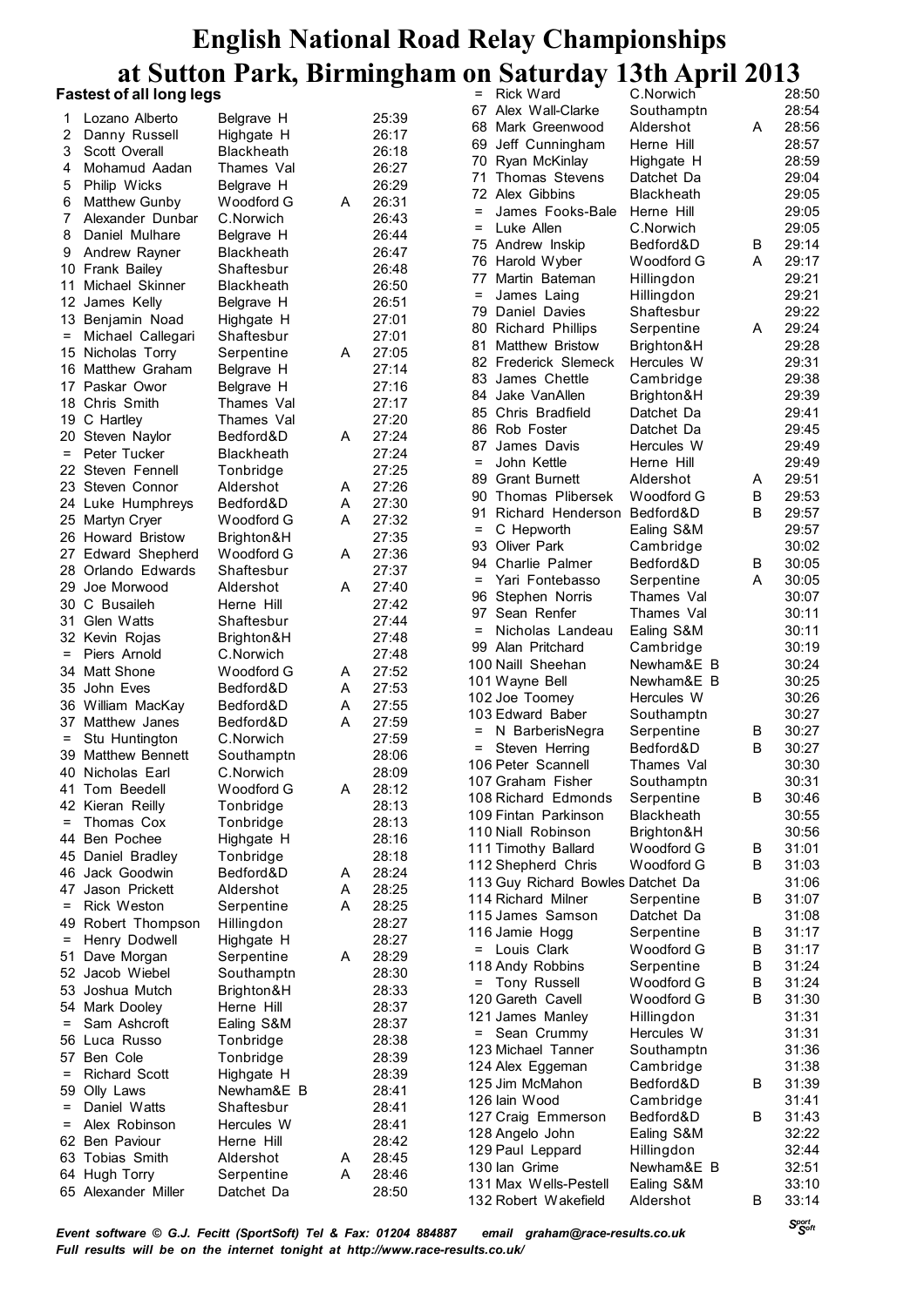# English National Road Relay Championships at Sutton Park, Birmingham on Saturday 13th April 2013

## Fastest of all long legs

| | | | | |
|---|---|---|---|---|
| 1 | Lozano Alberto | Belgrave H | | 25:39 |
| 2 | Danny Russell | Highgate H | | 26:17 |
| 3 | Scott Overall | Blackheath | | 26:18 |
| 4 | Mohamud Aadan | Thames Val | | 26:27 |
| 5 | Philip Wicks | Belgrave H | | 26:29 |
| 6 | Matthew Gunby | Woodford G | A | 26:31 |
| 7 | Alexander Dunbar | C.Norwich | | 26:43 |
| 8 | Daniel Mulhare | Belgrave H | | 26:44 |
| 9 | Andrew Rayner | Blackheath | | 26:47 |
| 10 | Frank Bailey | Shaftesbur | | 26:48 |
| 11 | Michael Skinner | Blackheath | | 26:50 |
| 12 | James Kelly | Belgrave H | | 26:51 |
| 13 | Benjamin Noad | Highgate H | | 27:01 |
| = | Michael Callegari | Shaftesbur | | 27:01 |
| 15 | Nicholas Torry | Serpentine | A | 27:05 |
| 16 | Matthew Graham | Belgrave H | | 27:14 |
| 17 | Paskar Owor | Belgrave H | | 27:16 |
| 18 | Chris Smith | Thames Val | | 27:17 |
| 19 | C Hartley | Thames Val | | 27:20 |
| 20 | Steven Naylor | Bedford&D | A | 27:24 |
| = | Peter Tucker | Blackheath | | 27:24 |
| 22 | Steven Fennell | Tonbridge | | 27:25 |
| 23 | Steven Connor | Aldershot | A | 27:26 |
| 24 | Luke Humphreys | Bedford&D | A | 27:30 |
| 25 | Martyn Cryer | Woodford G | A | 27:32 |
| 26 | Howard Bristow | Brighton&H | | 27:35 |
| 27 | Edward Shepherd | Woodford G | A | 27:36 |
| 28 | Orlando Edwards | Shaftesbur | | 27:37 |
| 29 | Joe Morwood | Aldershot | A | 27:40 |
| 30 | C Busaileh | Herne Hill | | 27:42 |
| 31 | Glen Watts | Shaftesbur | | 27:44 |
| 32 | Kevin Rojas | Brighton&H | | 27:48 |
| = | Piers Arnold | C.Norwich | | 27:48 |
| 34 | Matt Shone | Woodford G | A | 27:52 |
| 35 | John Eves | Bedford&D | A | 27:53 |
| 36 | William MacKay | Bedford&D | A | 27:55 |
| 37 | Matthew Janes | Bedford&D | A | 27:59 |
| = | Stu Huntington | C.Norwich | | 27:59 |
| 39 | Matthew Bennett | Southamptn | | 28:06 |
| 40 | Nicholas Earl | C.Norwich | | 28:09 |
| 41 | Tom Beedell | Woodford G | A | 28:12 |
| 42 | Kieran Reilly | Tonbridge | | 28:13 |
| = | Thomas Cox | Tonbridge | | 28:13 |
| 44 | Ben Pochee | Highgate H | | 28:16 |
| 45 | Daniel Bradley | Tonbridge | | 28:18 |
| 46 | Jack Goodwin | Bedford&D | A | 28:24 |
| 47 | Jason Prickett | Aldershot | A | 28:25 |
| = | Rick Weston | Serpentine | A | 28:25 |
| 49 | Robert Thompson | Hillingdon | | 28:27 |
| = | Henry Dodwell | Highgate H | | 28:27 |
| 51 | Dave Morgan | Serpentine | A | 28:29 |
| 52 | Jacob Wiebel | Southamptn | | 28:30 |
| 53 | Joshua Mutch | Brighton&H | | 28:33 |
| 54 | Mark Dooley | Herne Hill | | 28:37 |
| = | Sam Ashcroft | Ealing S&M | | 28:37 |
| 56 | Luca Russo | Tonbridge | | 28:38 |
| 57 | Ben Cole | Tonbridge | | 28:39 |
| = | Richard Scott | Highgate H | | 28:39 |
| 59 | Olly Laws | Newham&E B | | 28:41 |
| = | Daniel Watts | Shaftesbur | | 28:41 |
| = | Alex Robinson | Hercules W | | 28:41 |
| 62 | Ben Paviour | Herne Hill | | 28:42 |
| 63 | Tobias Smith | Aldershot | A | 28:45 |
| 64 | Hugh Torry | Serpentine | A | 28:46 |
| 65 | Alexander Miller | Datchet Da | | 28:50 |
| = | Rick Ward | C.Norwich | | 28:50 |
| 67 | Alex Wall-Clarke | Southamptn | | 28:54 |
| 68 | Mark Greenwood | Aldershot | A | 28:56 |
| 69 | Jeff Cunningham | Herne Hill | | 28:57 |
| 70 | Ryan McKinlay | Highgate H | | 28:59 |
| 71 | Thomas Stevens | Datchet Da | | 29:04 |
| 72 | Alex Gibbins | Blackheath | | 29:05 |
| = | James Fooks-Bale | Herne Hill | | 29:05 |
| = | Luke Allen | C.Norwich | | 29:05 |
| 75 | Andrew Inskip | Bedford&D | B | 29:14 |
| 76 | Harold Wyber | Woodford G | A | 29:17 |
| 77 | Martin Bateman | Hillingdon | | 29:21 |
| = | James Laing | Hillingdon | | 29:21 |
| 79 | Daniel Davies | Shaftesbur | | 29:22 |
| 80 | Richard Phillips | Serpentine | A | 29:24 |
| 81 | Matthew Bristow | Brighton&H | | 29:28 |
| 82 | Frederick Slemeck | Hercules W | | 29:31 |
| 83 | James Chettle | Cambridge | | 29:38 |
| 84 | Jake VanAllen | Brighton&H | | 29:39 |
| 85 | Chris Bradfield | Datchet Da | | 29:41 |
| 86 | Rob Foster | Datchet Da | | 29:45 |
| 87 | James Davis | Hercules W | | 29:49 |
| = | John Kettle | Herne Hill | | 29:49 |
| 89 | Grant Burnett | Aldershot | A | 29:51 |
| 90 | Thomas Plibersek | Woodford G | B | 29:53 |
| 91 | Richard Henderson | Bedford&D | B | 29:57 |
| = | C Hepworth | Ealing S&M | | 29:57 |
| 93 | Oliver Park | Cambridge | | 30:02 |
| 94 | Charlie Palmer | Bedford&D | B | 30:05 |
| = | Yari Fontebasso | Serpentine | A | 30:05 |
| 96 | Stephen Norris | Thames Val | | 30:07 |
| 97 | Sean Renfer | Thames Val | | 30:11 |
| = | Nicholas Landeau | Ealing S&M | | 30:11 |
| 99 | Alan Pritchard | Cambridge | | 30:19 |
| 100 | Naill Sheehan | Newham&E B | | 30:24 |
| 101 | Wayne Bell | Newham&E B | | 30:25 |
| 102 | Joe Toomey | Hercules W | | 30:26 |
| 103 | Edward Baber | Southamptn | | 30:27 |
| = | N BarberisNegra | Serpentine | B | 30:27 |
| = | Steven Herring | Bedford&D | B | 30:27 |
| 106 | Peter Scannell | Thames Val | | 30:30 |
| 107 | Graham Fisher | Southamptn | | 30:31 |
| 108 | Richard Edmonds | Serpentine | B | 30:46 |
| 109 | Fintan Parkinson | Blackheath | | 30:55 |
| 110 | Niall Robinson | Brighton&H | | 30:56 |
| 111 | Timothy Ballard | Woodford G | B | 31:01 |
| 112 | Shepherd Chris | Woodford G | B | 31:03 |
| 113 | Guy Richard Bowles | Datchet Da | | 31:06 |
| 114 | Richard Milner | Serpentine | B | 31:07 |
| 115 | James Samson | Datchet Da | | 31:08 |
| 116 | Jamie Hogg | Serpentine | B | 31:17 |
| = | Louis Clark | Woodford G | B | 31:17 |
| 118 | Andy Robbins | Serpentine | B | 31:24 |
| = | Tony Russell | Woodford G | B | 31:24 |
| 120 | Gareth Cavell | Woodford G | B | 31:30 |
| 121 | James Manley | Hillingdon | | 31:31 |
| = | Sean Crummy | Hercules W | | 31:31 |
| 123 | Michael Tanner | Southamptn | | 31:36 |
| 124 | Alex Eggeman | Cambridge | | 31:38 |
| 125 | Jim McMahon | Bedford&D | B | 31:39 |
| 126 | Iain Wood | Cambridge | | 31:41 |
| 127 | Craig Emmerson | Bedford&D | B | 31:43 |
| 128 | Angelo John | Ealing S&M | | 32:22 |
| 129 | Paul Leppard | Hillingdon | | 32:44 |
| 130 | Ian Grime | Newham&E B | | 32:51 |
| 131 | Max Wells-Pestell | Ealing S&M | | 33:10 |
| 132 | Robert Wakefield | Aldershot | B | 33:14 |

*Event software © G.J. Fecitt (SportSoft) Tel & Fax: 01204 884887 email graham@race-results.co.uk*
*Full results will be on the internet tonight at http://www.race-results.co.uk/*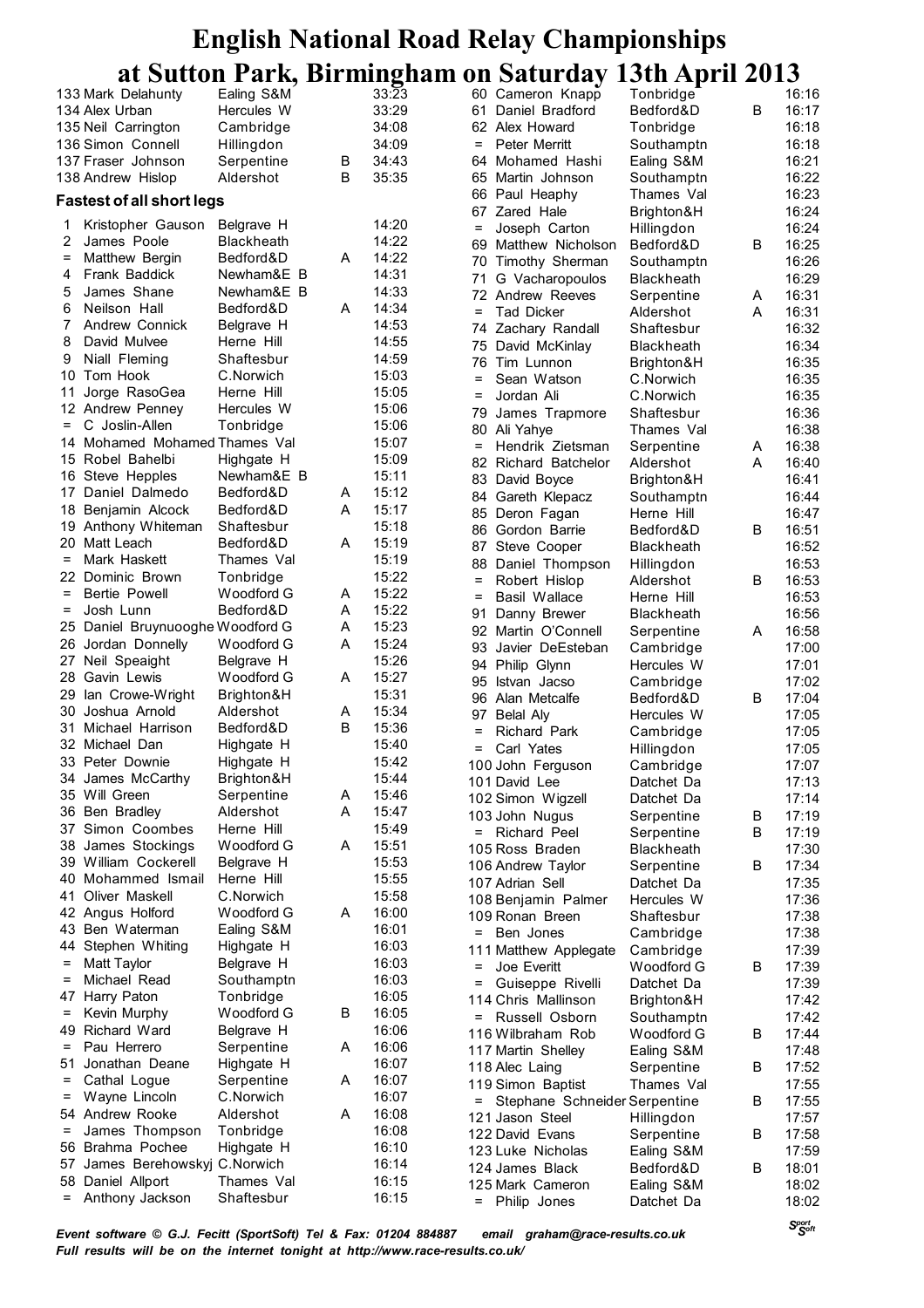# English National Road Relay Championships at Sutton Park, Birmingham on Saturday 13th April 2013

| | | | | |
|---|---|---|---|---|
| 133 | Mark Delahunty | Ealing S&M | | 33:23 |
| 134 | Alex Urban | Hercules W | | 33:29 |
| 135 | Neil Carrington | Cambridge | | 34:08 |
| 136 | Simon Connell | Hillingdon | | 34:09 |
| 137 | Fraser Johnson | Serpentine | B | 34:43 |
| 138 | Andrew Hislop | Aldershot | B | 35:35 |

## Fastest of all short legs

| | | | | |
|---|---|---|---|---|
| 1 | Kristopher Gauson | Belgrave H | | 14:20 |
| 2 | James Poole | Blackheath | | 14:22 |
| = | Matthew Bergin | Bedford&D | A | 14:22 |
| 4 | Frank Baddick | Newham&E B | | 14:31 |
| 5 | James Shane | Newham&E B | | 14:33 |
| 6 | Neilson Hall | Bedford&D | A | 14:34 |
| 7 | Andrew Connick | Belgrave H | | 14:53 |
| 8 | David Mulvee | Herne Hill | | 14:55 |
| 9 | Niall Fleming | Shaftesbur | | 14:59 |
| 10 | Tom Hook | C.Norwich | | 15:03 |
| 11 | Jorge RasoGea | Herne Hill | | 15:05 |
| 12 | Andrew Penney | Hercules W | | 15:06 |
| = | C Joslin-Allen | Tonbridge | | 15:06 |
| 14 | Mohamed Mohamed | Thames Val | | 15:07 |
| 15 | Robel Bahelbi | Highgate H | | 15:09 |
| 16 | Steve Hepples | Newham&E B | | 15:11 |
| 17 | Daniel Dalmedo | Bedford&D | A | 15:12 |
| 18 | Benjamin Alcock | Bedford&D | A | 15:17 |
| 19 | Anthony Whiteman | Shaftesbur | | 15:18 |
| 20 | Matt Leach | Bedford&D | A | 15:19 |
| = | Mark Haskett | Thames Val | | 15:19 |
| 22 | Dominic Brown | Tonbridge | | 15:22 |
| = | Bertie Powell | Woodford G | A | 15:22 |
| = | Josh Lunn | Bedford&D | A | 15:22 |
| 25 | Daniel Bruynuooghe | Woodford G | A | 15:23 |
| 26 | Jordan Donnelly | Woodford G | A | 15:24 |
| 27 | Neil Speaight | Belgrave H | | 15:26 |
| 28 | Gavin Lewis | Woodford G | A | 15:27 |
| 29 | Ian Crowe-Wright | Brighton&H | | 15:31 |
| 30 | Joshua Arnold | Aldershot | A | 15:34 |
| 31 | Michael Harrison | Bedford&D | B | 15:36 |
| 32 | Michael Dan | Highgate H | | 15:40 |
| 33 | Peter Downie | Highgate H | | 15:42 |
| 34 | James McCarthy | Brighton&H | | 15:44 |
| 35 | Will Green | Serpentine | A | 15:46 |
| 36 | Ben Bradley | Aldershot | A | 15:47 |
| 37 | Simon Coombes | Herne Hill | | 15:49 |
| 38 | James Stockings | Woodford G | A | 15:51 |
| 39 | William Cockerell | Belgrave H | | 15:53 |
| 40 | Mohammed Ismail | Herne Hill | | 15:55 |
| 41 | Oliver Maskell | C.Norwich | | 15:58 |
| 42 | Angus Holford | Woodford G | A | 16:00 |
| 43 | Ben Waterman | Ealing S&M | | 16:01 |
| 44 | Stephen Whiting | Highgate H | | 16:03 |
| = | Matt Taylor | Belgrave H | | 16:03 |
| = | Michael Read | Southamptn | | 16:03 |
| 47 | Harry Paton | Tonbridge | | 16:05 |
| = | Kevin Murphy | Woodford G | B | 16:05 |
| 49 | Richard Ward | Belgrave H | | 16:06 |
| = | Pau Herrero | Serpentine | A | 16:06 |
| 51 | Jonathan Deane | Highgate H | | 16:07 |
| = | Cathal Logue | Serpentine | A | 16:07 |
| = | Wayne Lincoln | C.Norwich | | 16:07 |
| 54 | Andrew Rooke | Aldershot | A | 16:08 |
| = | James Thompson | Tonbridge | | 16:08 |
| 56 | Brahma Pochee | Highgate H | | 16:10 |
| 57 | James Berehowskyj | C.Norwich | | 16:14 |
| 58 | Daniel Allport | Thames Val | | 16:15 |
| = | Anthony Jackson | Shaftesbur | | 16:15 |
| 60 | Cameron Knapp | Tonbridge | | 16:16 |
| 61 | Daniel Bradford | Bedford&D | B | 16:17 |
| 62 | Alex Howard | Tonbridge | | 16:18 |
| = | Peter Merritt | Southamptn | | 16:18 |
| 64 | Mohamed Hashi | Ealing S&M | | 16:21 |
| 65 | Martin Johnson | Southamptn | | 16:22 |
| 66 | Paul Heaphy | Thames Val | | 16:23 |
| 67 | Zared Hale | Brighton&H | | 16:24 |
| = | Joseph Carton | Hillingdon | | 16:24 |
| 69 | Matthew Nicholson | Bedford&D | B | 16:25 |
| 70 | Timothy Sherman | Southamptn | | 16:26 |
| 71 | G Vacharopoulos | Blackheath | | 16:29 |
| 72 | Andrew Reeves | Serpentine | A | 16:31 |
| = | Tad Dicker | Aldershot | A | 16:31 |
| 74 | Zachary Randall | Shaftesbur | | 16:32 |
| 75 | David McKinlay | Blackheath | | 16:34 |
| 76 | Tim Lunnon | Brighton&H | | 16:35 |
| = | Sean Watson | C.Norwich | | 16:35 |
| = | Jordan Ali | C.Norwich | | 16:35 |
| 79 | James Trapmore | Shaftesbur | | 16:36 |
| 80 | Ali Yahye | Thames Val | | 16:38 |
| = | Hendrik Zietsman | Serpentine | A | 16:38 |
| 82 | Richard Batchelor | Aldershot | A | 16:40 |
| 83 | David Boyce | Brighton&H | | 16:41 |
| 84 | Gareth Klepacz | Southamptn | | 16:44 |
| 85 | Deron Fagan | Herne Hill | | 16:47 |
| 86 | Gordon Barrie | Bedford&D | B | 16:51 |
| 87 | Steve Cooper | Blackheath | | 16:52 |
| 88 | Daniel Thompson | Hillingdon | | 16:53 |
| = | Robert Hislop | Aldershot | B | 16:53 |
| = | Basil Wallace | Herne Hill | | 16:53 |
| 91 | Danny Brewer | Blackheath | | 16:56 |
| 92 | Martin O'Connell | Serpentine | A | 16:58 |
| 93 | Javier DeEsteban | Cambridge | | 17:00 |
| 94 | Philip Glynn | Hercules W | | 17:01 |
| 95 | Istvan Jacso | Cambridge | | 17:02 |
| 96 | Alan Metcalfe | Bedford&D | B | 17:04 |
| 97 | Belal Aly | Hercules W | | 17:05 |
| = | Richard Park | Cambridge | | 17:05 |
| = | Carl Yates | Hillingdon | | 17:05 |
| 100 | John Ferguson | Cambridge | | 17:07 |
| 101 | David Lee | Datchet Da | | 17:13 |
| 102 | Simon Wigzell | Datchet Da | | 17:14 |
| 103 | John Nugus | Serpentine | B | 17:19 |
| = | Richard Peel | Serpentine | B | 17:19 |
| 105 | Ross Braden | Blackheath | | 17:30 |
| 106 | Andrew Taylor | Serpentine | B | 17:34 |
| 107 | Adrian Sell | Datchet Da | | 17:35 |
| 108 | Benjamin Palmer | Hercules W | | 17:36 |
| 109 | Ronan Breen | Shaftesbur | | 17:38 |
| = | Ben Jones | Cambridge | | 17:38 |
| 111 | Matthew Applegate | Cambridge | | 17:39 |
| = | Joe Everitt | Woodford G | B | 17:39 |
| = | Guiseppe Rivelli | Datchet Da | | 17:39 |
| 114 | Chris Mallinson | Brighton&H | | 17:42 |
| = | Russell Osborn | Southamptn | | 17:42 |
| 116 | Wilbraham Rob | Woodford G | B | 17:44 |
| 117 | Martin Shelley | Ealing S&M | | 17:48 |
| 118 | Alec Laing | Serpentine | B | 17:52 |
| 119 | Simon Baptist | Thames Val | | 17:55 |
| = | Stephane Schneider | Serpentine | B | 17:55 |
| 121 | Jason Steel | Hillingdon | | 17:57 |
| 122 | David Evans | Serpentine | B | 17:58 |
| 123 | Luke Nicholas | Ealing S&M | | 17:59 |
| 124 | James Black | Bedford&D | B | 18:01 |
| 125 | Mark Cameron | Ealing S&M | | 18:02 |
| = | Philip Jones | Datchet Da | | 18:02 |

*Event software © G.J. Fecitt (SportSoft) Tel & Fax: 01204 884887 email graham@race-results.co.uk*
*Full results will be on the internet tonight at http://www.race-results.co.uk/*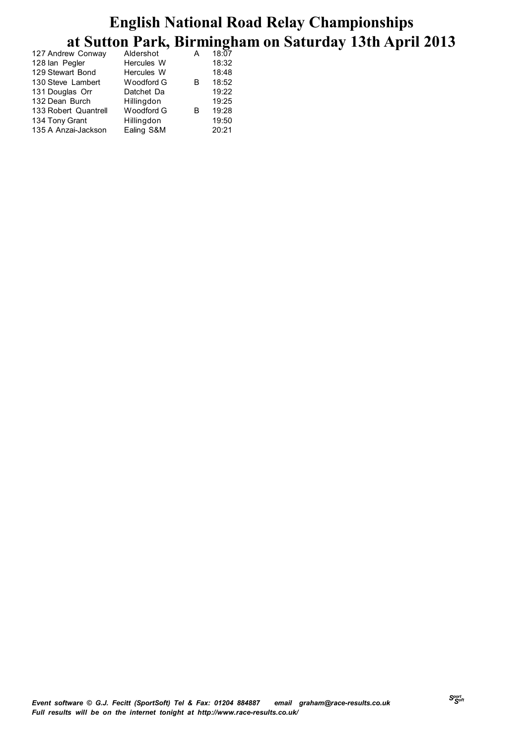# English National Road Relay Championships
# at Sutton Park, Birmingham on Saturday 13th April 2013

| | | | |
|---|---|---|---|
| 127 Andrew Conway | Aldershot | A | 18:07 |
| 128 Ian Pegler | Hercules W | | 18:32 |
| 129 Stewart Bond | Hercules W | | 18:48 |
| 130 Steve Lambert | Woodford G | B | 18:52 |
| 131 Douglas Orr | Datchet Da | | 19:22 |
| 132 Dean Burch | Hillingdon | | 19:25 |
| 133 Robert Quantrell | Woodford G | B | 19:28 |
| 134 Tony Grant | Hillingdon | | 19:50 |
| 135 A Anzai-Jackson | Ealing S&M | | 20:21 |

*Event software © G.J. Fecitt (SportSoft) Tel & Fax: 01204 884887 email graham@race-results.co.uk*
*Full results will be on the internet tonight at http://www.race-results.co.uk/*